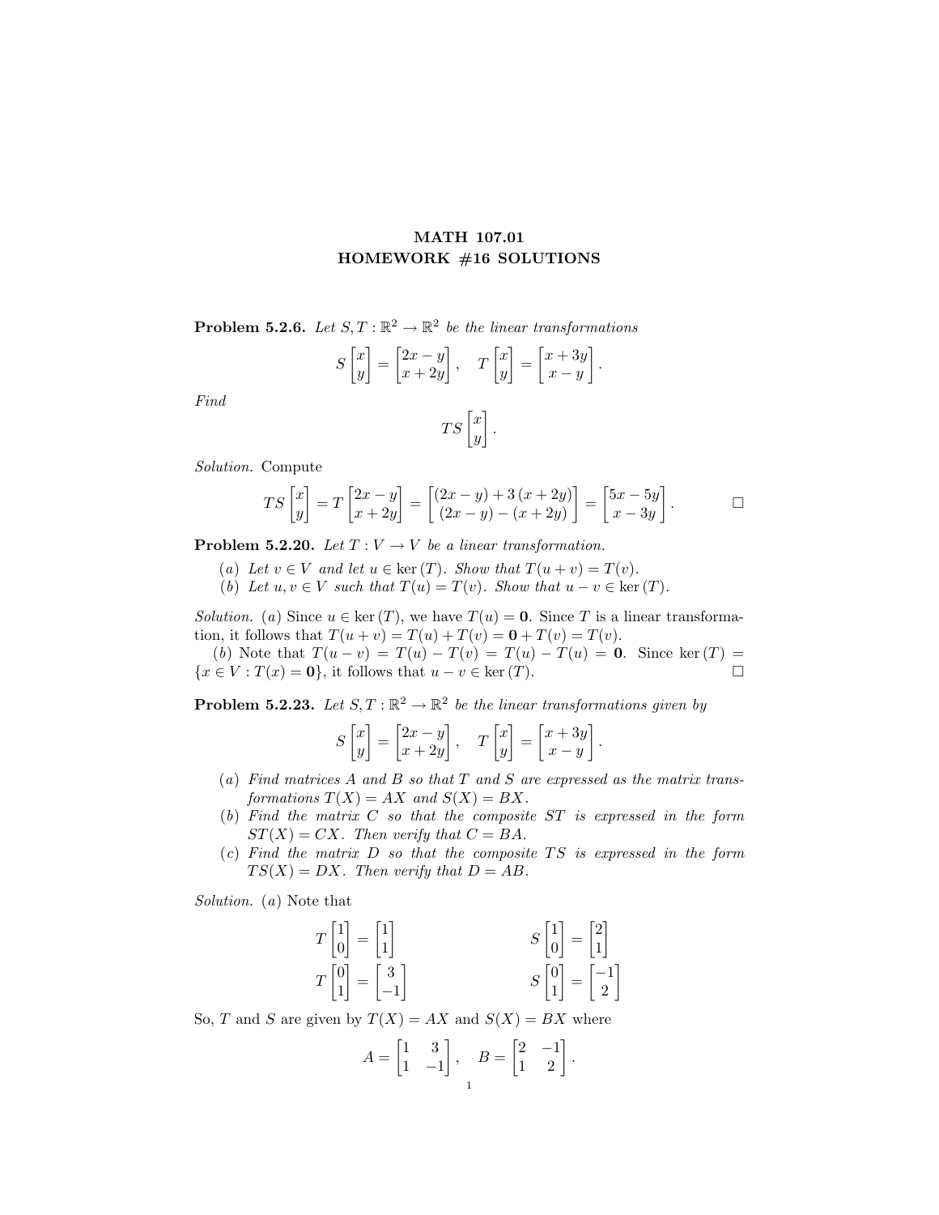# MATH 107.01
## HOMEWORK #16 SOLUTIONS

**Problem 5.2.6.** *Let $S, T : \mathbb{R}^2 \to \mathbb{R}^2$ be the linear transformations*

$$S\begin{bmatrix} x \\ y \end{bmatrix} = \begin{bmatrix} 2x - y \\ x + 2y \end{bmatrix}, \quad T\begin{bmatrix} x \\ y \end{bmatrix} = \begin{bmatrix} x + 3y \\ x - y \end{bmatrix}.$$

*Find*

$$TS\begin{bmatrix} x \\ y \end{bmatrix}.$$

*Solution.* Compute

$$TS\begin{bmatrix} x \\ y \end{bmatrix} = T\begin{bmatrix} 2x - y \\ x + 2y \end{bmatrix} = \begin{bmatrix} (2x - y) + 3(x + 2y) \\ (2x - y) - (x + 2y) \end{bmatrix} = \begin{bmatrix} 5x - 5y \\ x - 3y \end{bmatrix}.$$

□

**Problem 5.2.20.** *Let $T : V \to V$ be a linear transformation.*

- (*a*) *Let $v \in V$ and let $u \in \ker(T)$. Show that $T(u + v) = T(v)$.*
- (*b*) *Let $u, v \in V$ such that $T(u) = T(v)$. Show that $u - v \in \ker(T)$.*

*Solution.* (*a*) Since $u \in \ker(T)$, we have $T(u) = \mathbf{0}$. Since $T$ is a linear transformation, it follows that $T(u + v) = T(u) + T(v) = \mathbf{0} + T(v) = T(v)$.

(*b*) Note that $T(u - v) = T(u) - T(v) = T(u) - T(u) = \mathbf{0}$. Since $\ker(T) = \{x \in V : T(x) = \mathbf{0}\}$, it follows that $u - v \in \ker(T)$. □

**Problem 5.2.23.** *Let $S, T : \mathbb{R}^2 \to \mathbb{R}^2$ be the linear transformations given by*

$$S\begin{bmatrix} x \\ y \end{bmatrix} = \begin{bmatrix} 2x - y \\ x + 2y \end{bmatrix}, \quad T\begin{bmatrix} x \\ y \end{bmatrix} = \begin{bmatrix} x + 3y \\ x - y \end{bmatrix}.$$

- (*a*) *Find matrices $A$ and $B$ so that $T$ and $S$ are expressed as the matrix transformations $T(X) = AX$ and $S(X) = BX$.*
- (*b*) *Find the matrix $C$ so that the composite $ST$ is expressed in the form $ST(X) = CX$. Then verify that $C = BA$.*
- (*c*) *Find the matrix $D$ so that the composite $TS$ is expressed in the form $TS(X) = DX$. Then verify that $D = AB$.*

*Solution.* (*a*) Note that

$$T\begin{bmatrix} 1 \\ 0 \end{bmatrix} = \begin{bmatrix} 1 \\ 1 \end{bmatrix} \qquad S\begin{bmatrix} 1 \\ 0 \end{bmatrix} = \begin{bmatrix} 2 \\ 1 \end{bmatrix}$$

$$T\begin{bmatrix} 0 \\ 1 \end{bmatrix} = \begin{bmatrix} 3 \\ -1 \end{bmatrix} \qquad S\begin{bmatrix} 0 \\ 1 \end{bmatrix} = \begin{bmatrix} -1 \\ 2 \end{bmatrix}$$

So, $T$ and $S$ are given by $T(X) = AX$ and $S(X) = BX$ where

$$A = \begin{bmatrix} 1 & 3 \\ 1 & -1 \end{bmatrix}, \quad B = \begin{bmatrix} 2 & -1 \\ 1 & 2 \end{bmatrix}.$$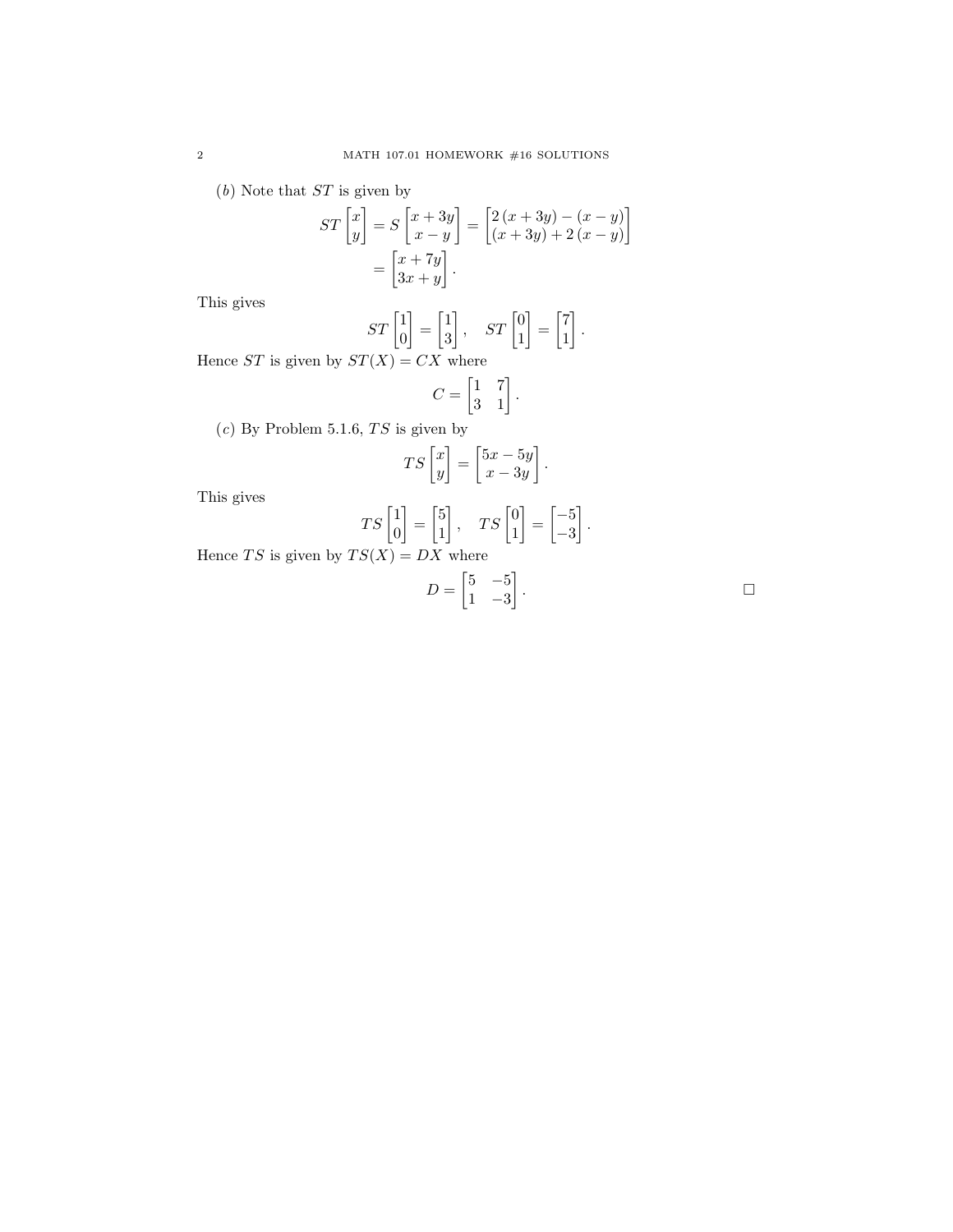(*b*) Note that $ST$ is given by

$$ST\begin{bmatrix}x\\y\end{bmatrix} = S\begin{bmatrix}x+3y\\x-y\end{bmatrix} = \begin{bmatrix}2\,(x+3y)-(x-y)\\(x+3y)+2\,(x-y)\end{bmatrix}$$
$$= \begin{bmatrix}x+7y\\3x+y\end{bmatrix}.$$

This gives

$$ST\begin{bmatrix}1\\0\end{bmatrix} = \begin{bmatrix}1\\3\end{bmatrix}, \quad ST\begin{bmatrix}0\\1\end{bmatrix} = \begin{bmatrix}7\\1\end{bmatrix}.$$

Hence $ST$ is given by $ST(X) = CX$ where

$$C = \begin{bmatrix}1 & 7\\3 & 1\end{bmatrix}.$$

(*c*) By Problem 5.1.6, $TS$ is given by

$$TS\begin{bmatrix}x\\y\end{bmatrix} = \begin{bmatrix}5x-5y\\x-3y\end{bmatrix}.$$

This gives

$$TS\begin{bmatrix}1\\0\end{bmatrix} = \begin{bmatrix}5\\1\end{bmatrix}, \quad TS\begin{bmatrix}0\\1\end{bmatrix} = \begin{bmatrix}-5\\-3\end{bmatrix}.$$

Hence $TS$ is given by $TS(X) = DX$ where

$$D = \begin{bmatrix}5 & -5\\1 & -3\end{bmatrix}.$$

□